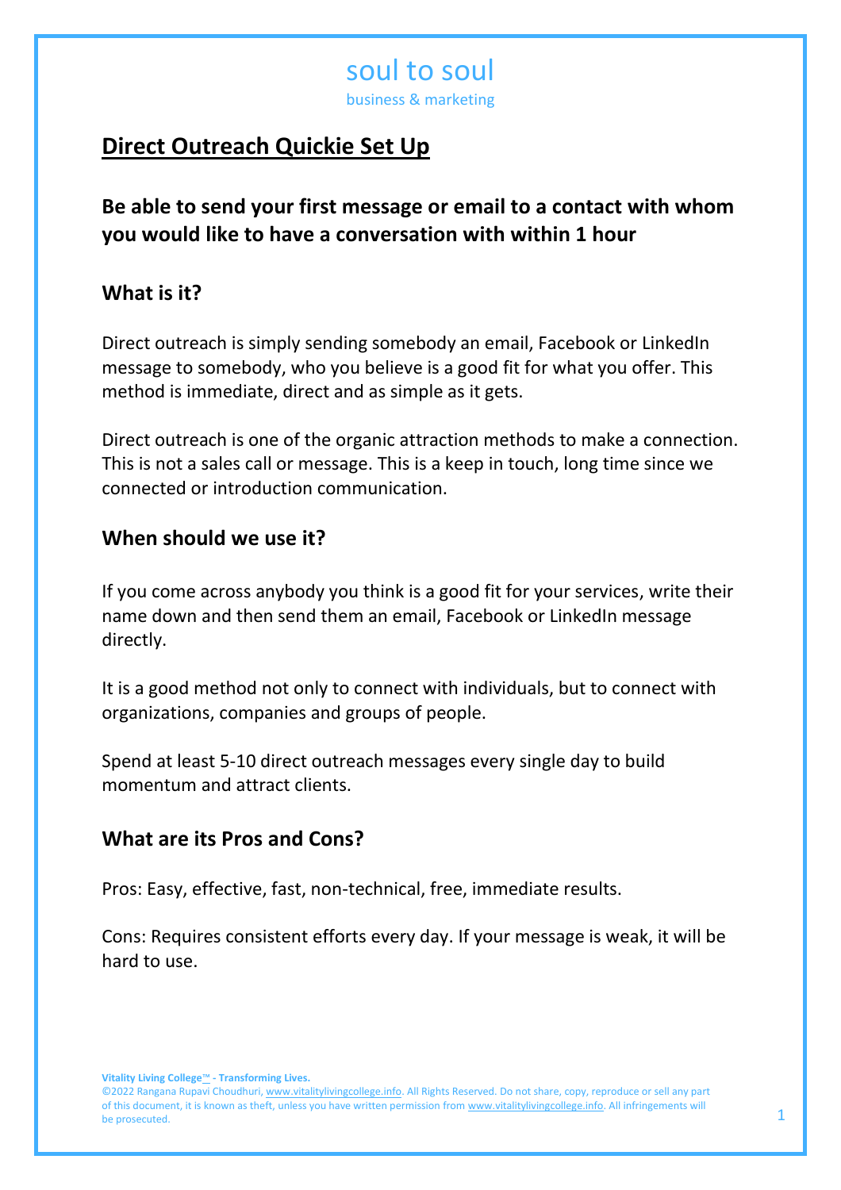soul to soul

business & marketing

# Direct Outreach Quickie Set Up

## Be able to send your first message or email to a contact with whom you would like to have a conversation with within 1 hour

### What is it?

Direct outreach is simply sending somebody an email, Facebook or LinkedIn message to somebody, who you believe is a good fit for what you offer. This method is immediate, direct and as simple as it gets.

Direct outreach is one of the organic attraction methods to make a connection. This is not a sales call or message. This is a keep in touch, long time since we connected or introduction communication.

### When should we use it?

If you come across anybody you think is a good fit for your services, write their name down and then send them an email, Facebook or LinkedIn message directly.

It is a good method not only to connect with individuals, but to connect with organizations, companies and groups of people.

Spend at least 5-10 direct outreach messages every single day to build momentum and attract clients.

### What are its Pros and Cons?

Pros: Easy, effective, fast, non-technical, free, immediate results.

Cons: Requires consistent efforts every day. If your message is weak, it will be hard to use.

**Vitality Living College™ - Transforming Lives.**
©2022 Rangana Rupavi Choudhuri, www.vitalitylivingcollege.info. All Rights Reserved. Do not share, copy, reproduce or sell any part of this document, it is known as theft, unless you have written permission from www.vitalitylivingcollege.info. All infringements will be prosecuted.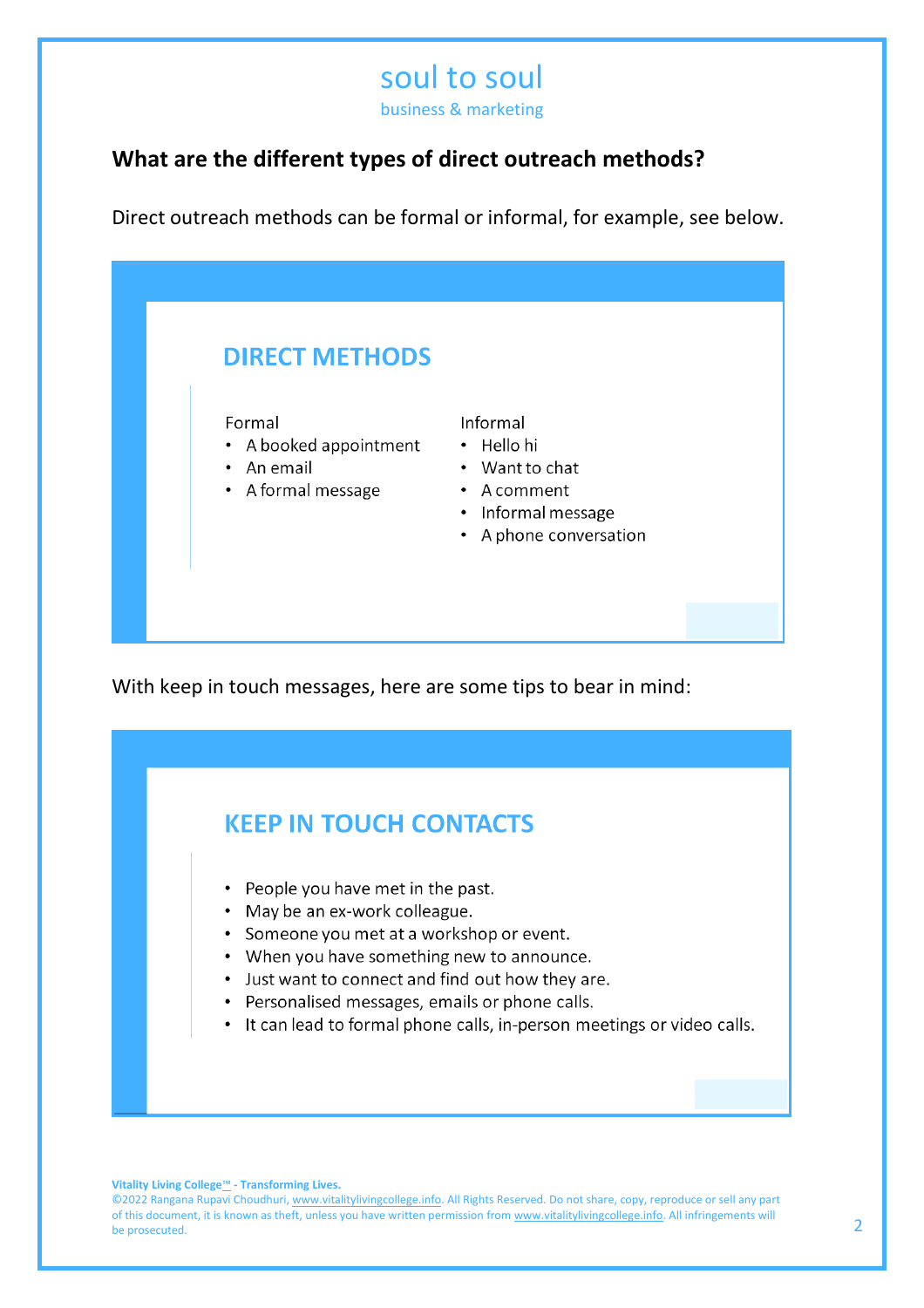## What are the different types of direct outreach methods?

Direct outreach methods can be formal or informal, for example, see below.

### DIRECT METHODS

Formal
- A booked appointment
- An email
- A formal message

Informal
- Hello hi
- Want to chat
- A comment
- Informal message
- A phone conversation

With keep in touch messages, here are some tips to bear in mind:

### KEEP IN TOUCH CONTACTS

- People you have met in the past.
- May be an ex-work colleague.
- Someone you met at a workshop or event.
- When you have something new to announce.
- Just want to connect and find out how they are.
- Personalised messages, emails or phone calls.
- It can lead to formal phone calls, in-person meetings or video calls.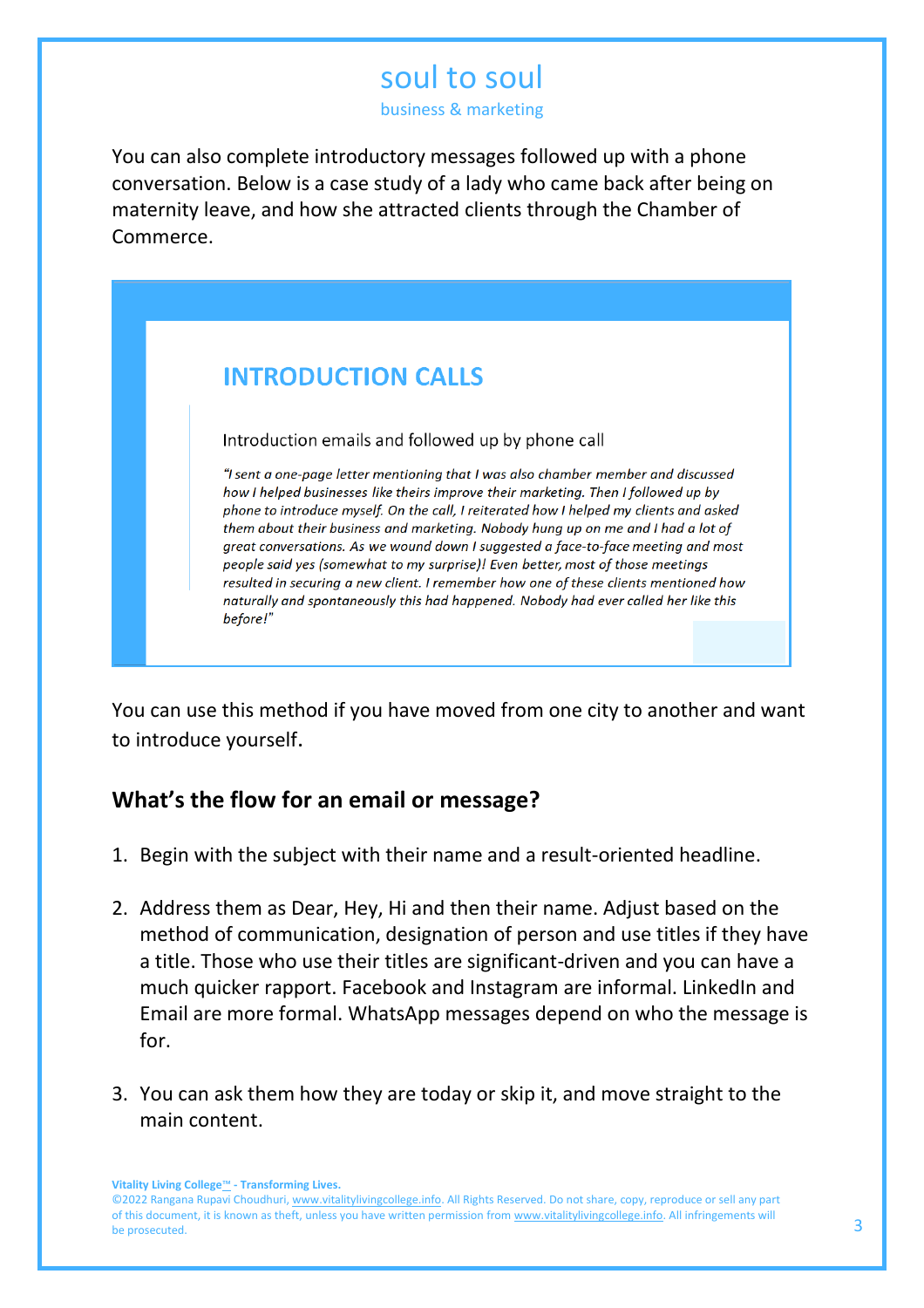You can also complete introductory messages followed up with a phone conversation. Below is a case study of a lady who came back after being on maternity leave, and how she attracted clients through the Chamber of Commerce.

> ### INTRODUCTION CALLS
>
> Introduction emails and followed up by phone call
>
> *"I sent a one-page letter mentioning that I was also chamber member and discussed how I helped businesses like theirs improve their marketing. Then I followed up by phone to introduce myself. On the call, I reiterated how I helped my clients and asked them about their business and marketing. Nobody hung up on me and I had a lot of great conversations. As we wound down I suggested a face-to-face meeting and most people said yes (somewhat to my surprise)! Even better, most of those meetings resulted in securing a new client. I remember how one of these clients mentioned how naturally and spontaneously this had happened. Nobody had ever called her like this before!"*

You can use this method if you have moved from one city to another and want to introduce yourself.

## What's the flow for an email or message?

1. Begin with the subject with their name and a result-oriented headline.

2. Address them as Dear, Hey, Hi and then their name. Adjust based on the method of communication, designation of person and use titles if they have a title. Those who use their titles are significant-driven and you can have a much quicker rapport. Facebook and Instagram are informal. LinkedIn and Email are more formal. WhatsApp messages depend on who the message is for.

3. You can ask them how they are today or skip it, and move straight to the main content.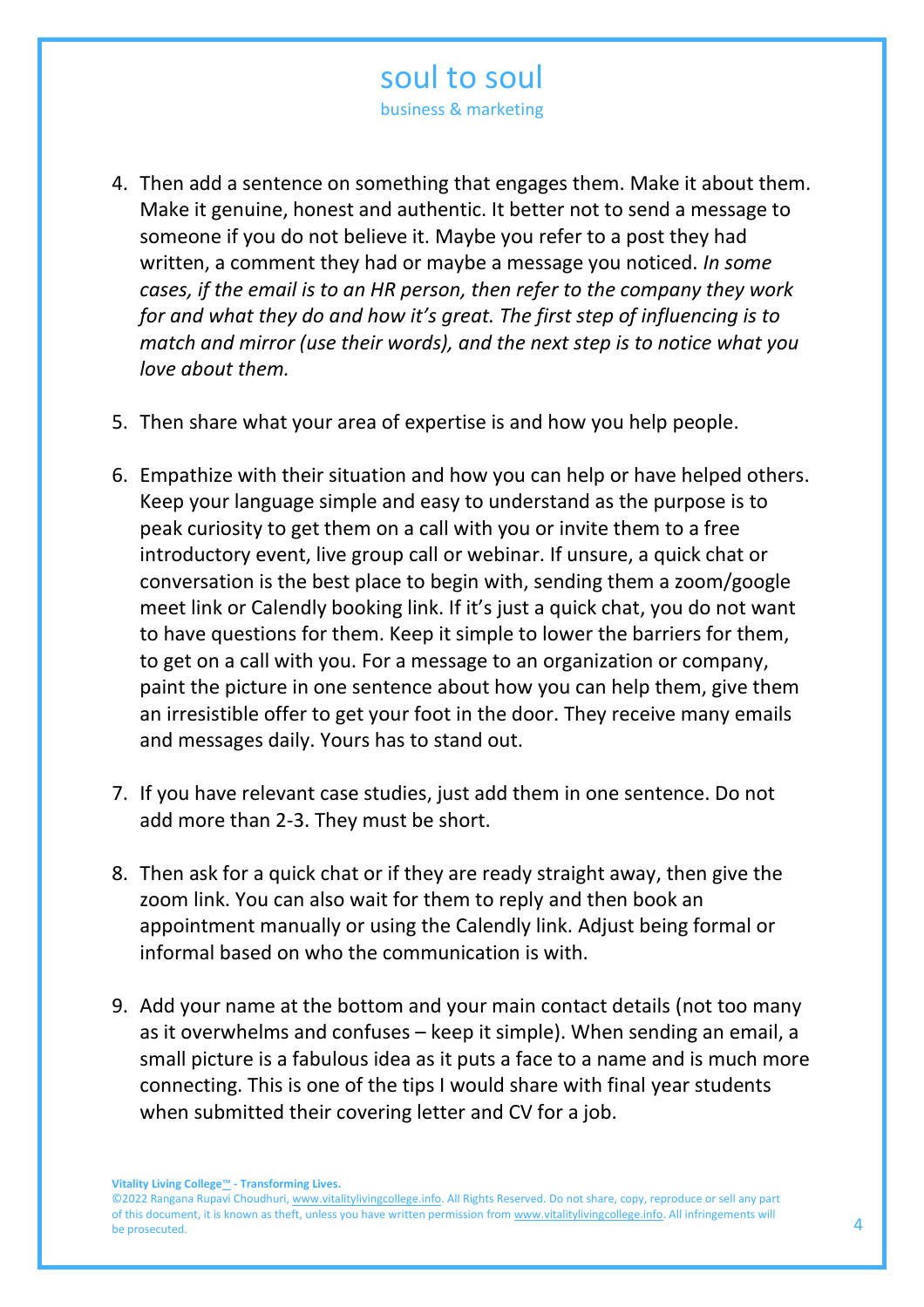4. Then add a sentence on something that engages them. Make it about them. Make it genuine, honest and authentic. It better not to send a message to someone if you do not believe it. Maybe you refer to a post they had written, a comment they had or maybe a message you noticed. *In some cases, if the email is to an HR person, then refer to the company they work for and what they do and how it's great. The first step of influencing is to match and mirror (use their words), and the next step is to notice what you love about them.*

5. Then share what your area of expertise is and how you help people.

6. Empathize with their situation and how you can help or have helped others. Keep your language simple and easy to understand as the purpose is to peak curiosity to get them on a call with you or invite them to a free introductory event, live group call or webinar. If unsure, a quick chat or conversation is the best place to begin with, sending them a zoom/google meet link or Calendly booking link. If it's just a quick chat, you do not want to have questions for them. Keep it simple to lower the barriers for them, to get on a call with you. For a message to an organization or company, paint the picture in one sentence about how you can help them, give them an irresistible offer to get your foot in the door. They receive many emails and messages daily. Yours has to stand out.

7. If you have relevant case studies, just add them in one sentence. Do not add more than 2-3. They must be short.

8. Then ask for a quick chat or if they are ready straight away, then give the zoom link. You can also wait for them to reply and then book an appointment manually or using the Calendly link. Adjust being formal or informal based on who the communication is with.

9. Add your name at the bottom and your main contact details (not too many as it overwhelms and confuses – keep it simple). When sending an email, a small picture is a fabulous idea as it puts a face to a name and is much more connecting. This is one of the tips I would share with final year students when submitted their covering letter and CV for a job.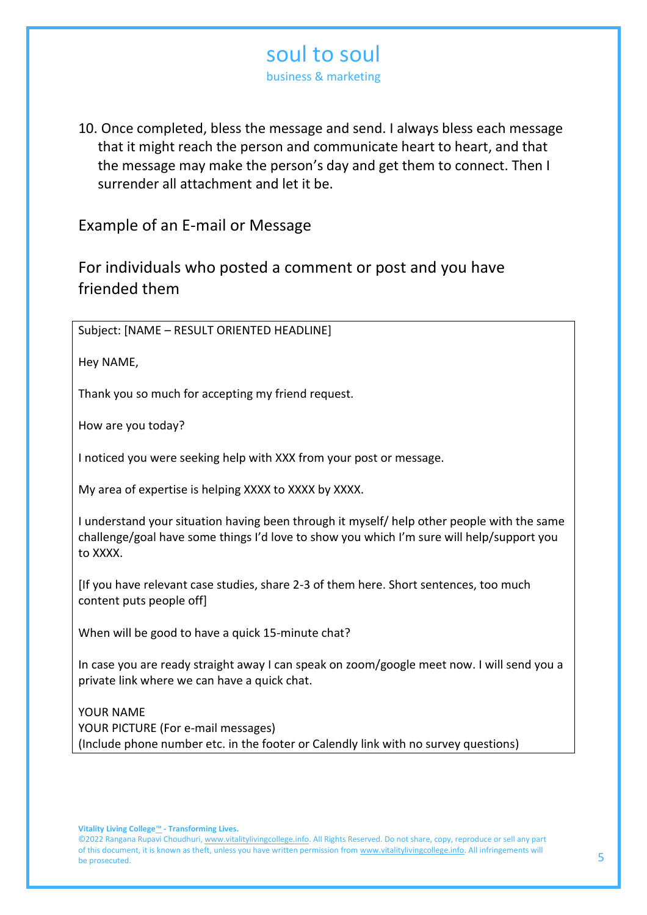10. Once completed, bless the message and send. I always bless each message that it might reach the person and communicate heart to heart, and that the message may make the person's day and get them to connect. Then I surrender all attachment and let it be.

## Example of an E-mail or Message

## For individuals who posted a comment or post and you have friended them

Subject: [NAME – RESULT ORIENTED HEADLINE]

Hey NAME,

Thank you so much for accepting my friend request.

How are you today?

I noticed you were seeking help with XXX from your post or message.

My area of expertise is helping XXXX to XXXX by XXXX.

I understand your situation having been through it myself/ help other people with the same challenge/goal have some things I'd love to show you which I'm sure will help/support you to XXXX.

[If you have relevant case studies, share 2-3 of them here. Short sentences, too much content puts people off]

When will be good to have a quick 15-minute chat?

In case you are ready straight away I can speak on zoom/google meet now. I will send you a private link where we can have a quick chat.

YOUR NAME
YOUR PICTURE (For e-mail messages)
(Include phone number etc. in the footer or Calendly link with no survey questions)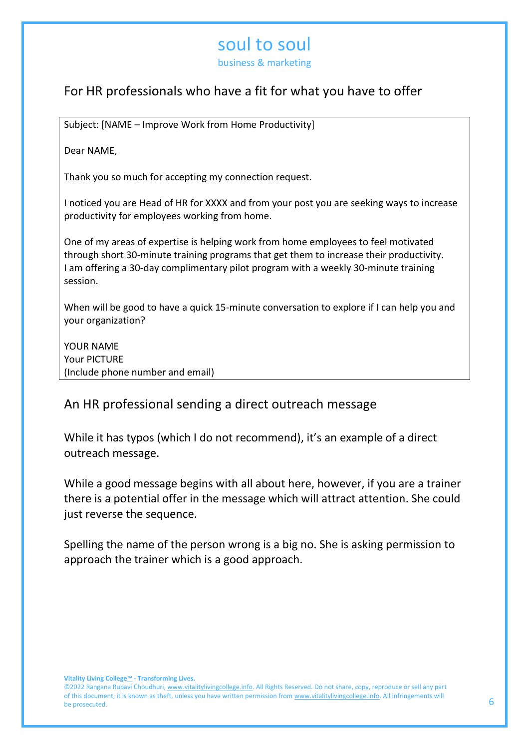# soul to soul

business & marketing

## For HR professionals who have a fit for what you have to offer

> Subject: [NAME – Improve Work from Home Productivity]
>
> Dear NAME,
>
> Thank you so much for accepting my connection request.
>
> I noticed you are Head of HR for XXXX and from your post you are seeking ways to increase productivity for employees working from home.
>
> One of my areas of expertise is helping work from home employees to feel motivated through short 30-minute training programs that get them to increase their productivity. I am offering a 30-day complimentary pilot program with a weekly 30-minute training session.
>
> When will be good to have a quick 15-minute conversation to explore if I can help you and your organization?
>
> YOUR NAME
> Your PICTURE
> (Include phone number and email)

## An HR professional sending a direct outreach message

While it has typos (which I do not recommend), it's an example of a direct outreach message.

While a good message begins with all about here, however, if you are a trainer there is a potential offer in the message which will attract attention. She could just reverse the sequence.

Spelling the name of the person wrong is a big no. She is asking permission to approach the trainer which is a good approach.

**Vitality Living College™ - Transforming Lives.**
©2022 Rangana Rupavi Choudhuri, www.vitalitylivingcollege.info. All Rights Reserved. Do not share, copy, reproduce or sell any part of this document, it is known as theft, unless you have written permission from www.vitalitylivingcollege.info. All infringements will be prosecuted.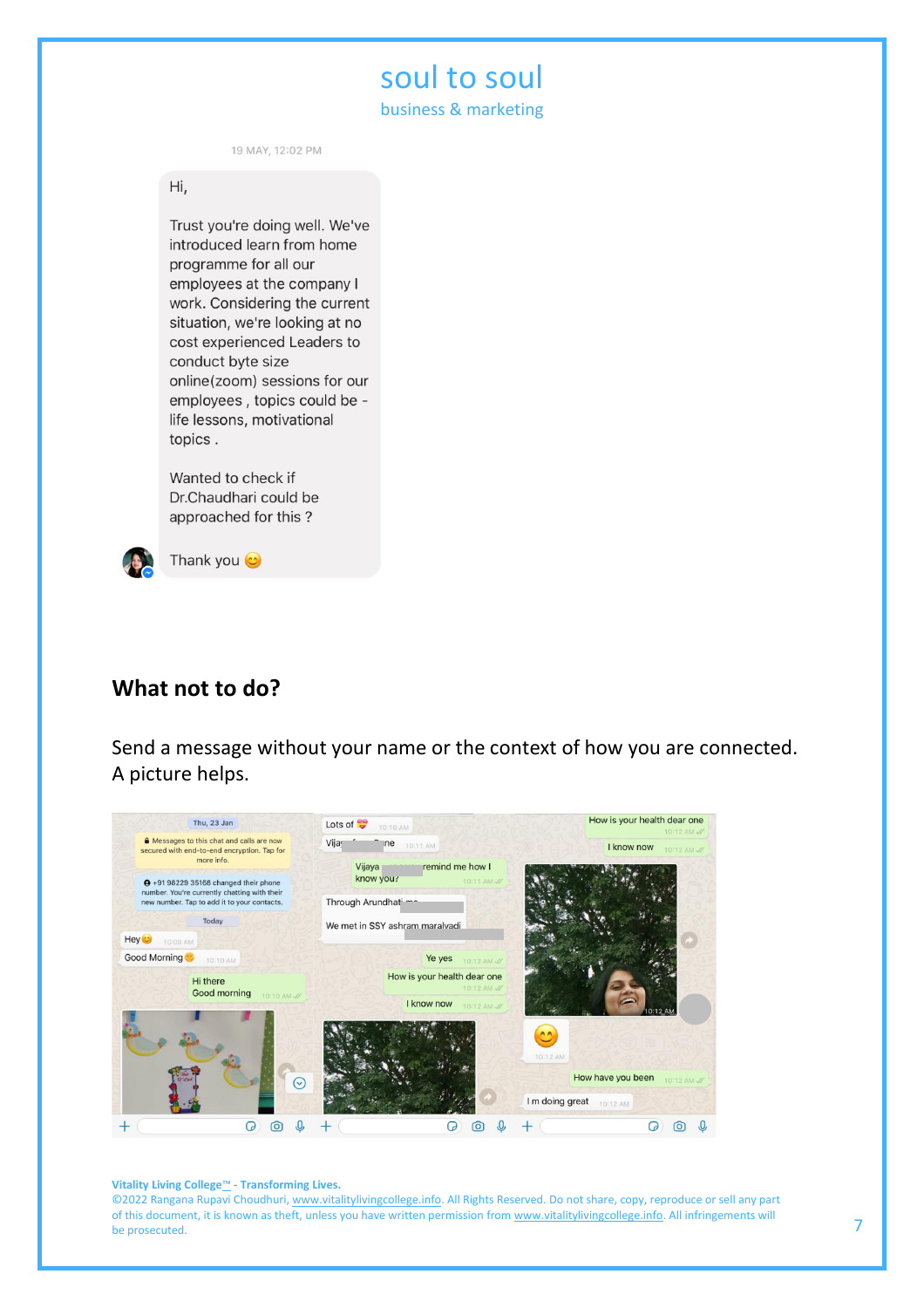soul to soul

business & marketing

19 MAY, 12:02 PM

Hi,

Trust you're doing well. We've introduced learn from home programme for all our employees at the company I work. Considering the current situation, we're looking at no cost experienced Leaders to conduct byte size online(zoom) sessions for our employees , topics could be - life lessons, motivational topics .

Wanted to check if Dr.Chaudhari could be approached for this ?

Thank you 😊

## What not to do?

Send a message without your name or the context of how you are connected. A picture helps.

**Vitality Living College™ - Transforming Lives.**
©2022 Rangana Rupavi Choudhuri, www.vitalitylivingcollege.info. All Rights Reserved. Do not share, copy, reproduce or sell any part of this document, it is known as theft, unless you have written permission from www.vitalitylivingcollege.info. All infringements will be prosecuted.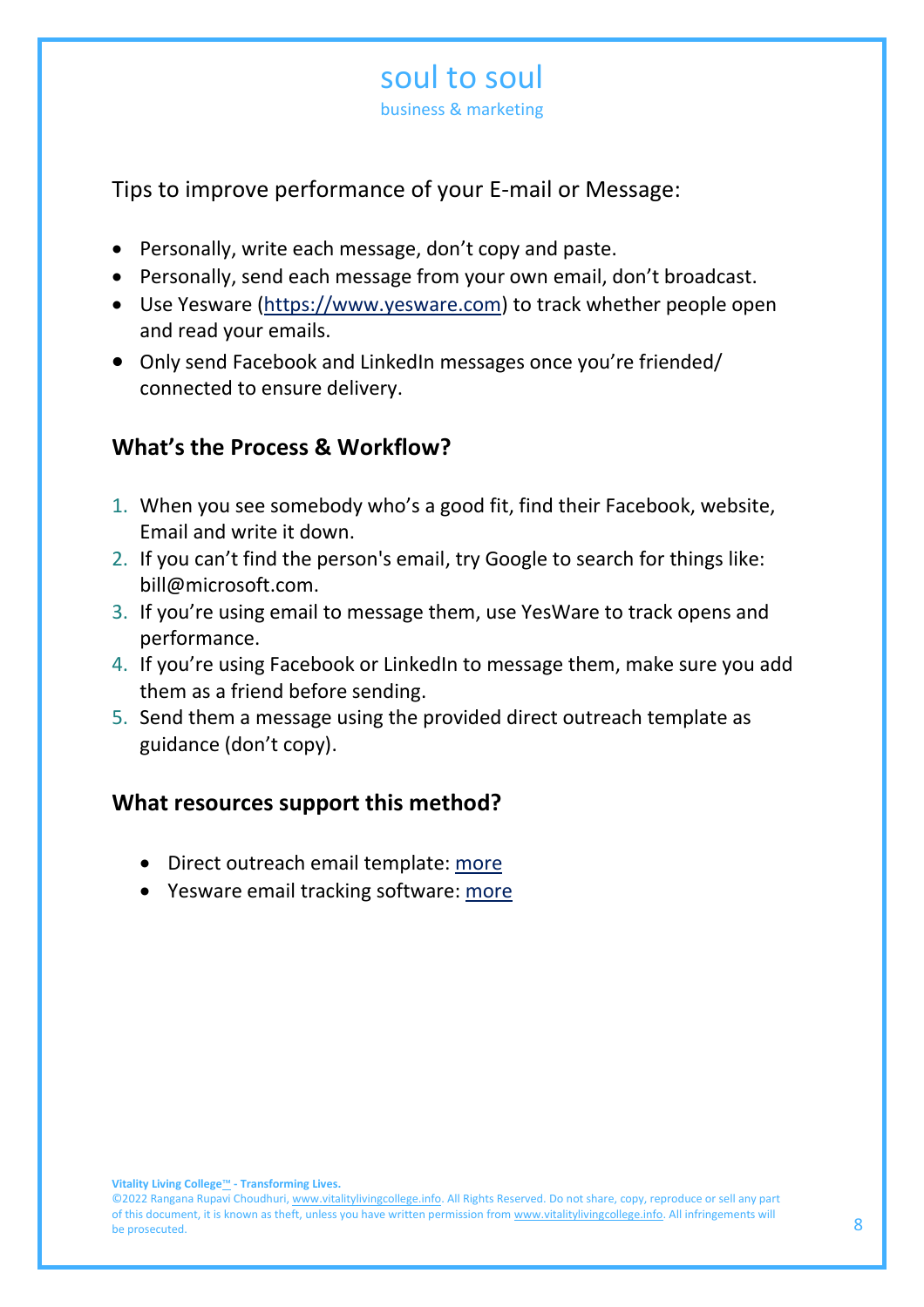Tips to improve performance of your E-mail or Message:

- Personally, write each message, don't copy and paste.
- Personally, send each message from your own email, don't broadcast.
- Use Yesware (https://www.yesware.com) to track whether people open and read your emails.
- Only send Facebook and LinkedIn messages once you're friended/ connected to ensure delivery.

## What's the Process & Workflow?

1. When you see somebody who's a good fit, find their Facebook, website, Email and write it down.
2. If you can't find the person's email, try Google to search for things like: bill@microsoft.com.
3. If you're using email to message them, use YesWare to track opens and performance.
4. If you're using Facebook or LinkedIn to message them, make sure you add them as a friend before sending.
5. Send them a message using the provided direct outreach template as guidance (don't copy).

## What resources support this method?

- Direct outreach email template: more
- Yesware email tracking software: more